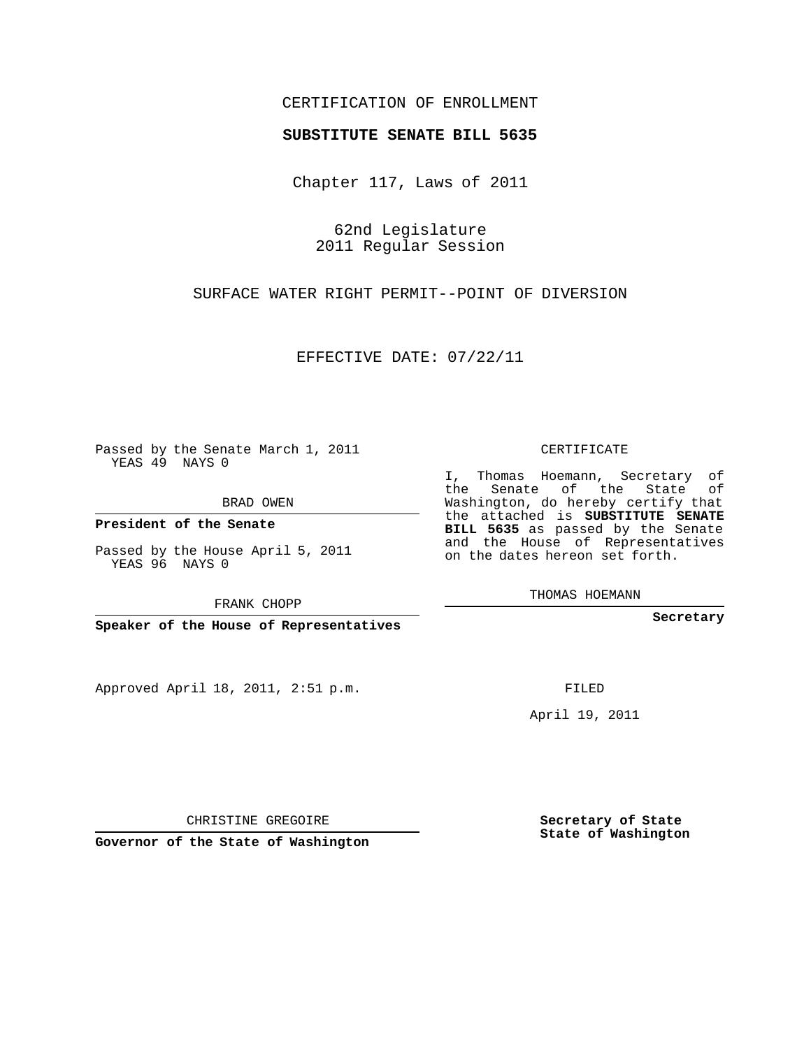CERTIFICATION OF ENROLLMENT

**SUBSTITUTE SENATE BILL 5635**

Chapter 117, Laws of 2011

62nd Legislature
2011 Regular Session

SURFACE WATER RIGHT PERMIT--POINT OF DIVERSION

EFFECTIVE DATE: 07/22/11

Passed by the Senate March 1, 2011
YEAS 49 NAYS 0

BRAD OWEN

**President of the Senate**

Passed by the House April 5, 2011
YEAS 96 NAYS 0

FRANK CHOPP

**Speaker of the House of Representatives**

CERTIFICATE

I, Thomas Hoemann, Secretary of the Senate of the State of Washington, do hereby certify that the attached is **SUBSTITUTE SENATE BILL 5635** as passed by the Senate and the House of Representatives on the dates hereon set forth.

THOMAS HOEMANN

**Secretary**

Approved April 18, 2011, 2:51 p.m.

FILED

April 19, 2011

CHRISTINE GREGOIRE

**Governor of the State of Washington**

**Secretary of State**
**State of Washington**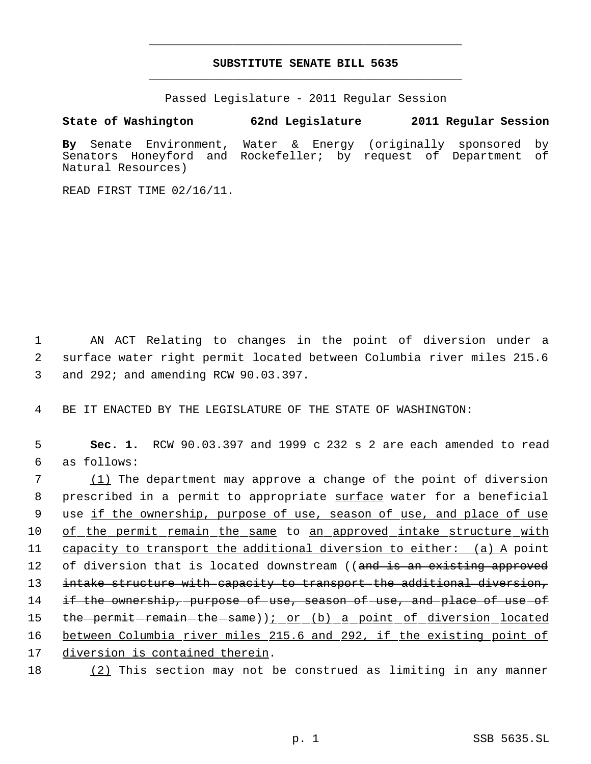# SUBSTITUTE SENATE BILL 5635

Passed Legislature - 2011 Regular Session

**State of Washington 62nd Legislature 2011 Regular Session**

**By** Senate Environment, Water & Energy (originally sponsored by Senators Honeyford and Rockefeller; by request of Department of Natural Resources)

READ FIRST TIME 02/16/11.

1 AN ACT Relating to changes in the point of diversion under a
2 surface water right permit located between Columbia river miles 215.6
3 and 292; and amending RCW 90.03.397.

4 BE IT ENACTED BY THE LEGISLATURE OF THE STATE OF WASHINGTON:

5 **Sec. 1.** RCW 90.03.397 and 1999 c 232 s 2 are each amended to read
6 as follows:

7 <u>(1)</u> The department may approve a change of the point of diversion
8 prescribed in a permit to appropriate <u>surface</u> water for a beneficial
9 use <u>if the ownership, purpose of use, season of use, and place of use</u>
10 <u>of the permit remain the same</u> to <u>an approved intake structure with</u>
11 <u>capacity to transport the additional diversion to either: (a) A</u> point
12 of diversion that is located downstream ((~~and is an existing approved~~
13 ~~intake structure with capacity to transport the additional diversion,~~
14 ~~if the ownership, purpose of use, season of use, and place of use of~~
15 ~~the permit remain the same~~))<u>; or (b) a point of diversion located</u>
16 <u>between Columbia river miles 215.6 and 292, if the existing point of</u>
17 <u>diversion is contained therein</u>.

18 <u>(2)</u> This section may not be construed as limiting in any manner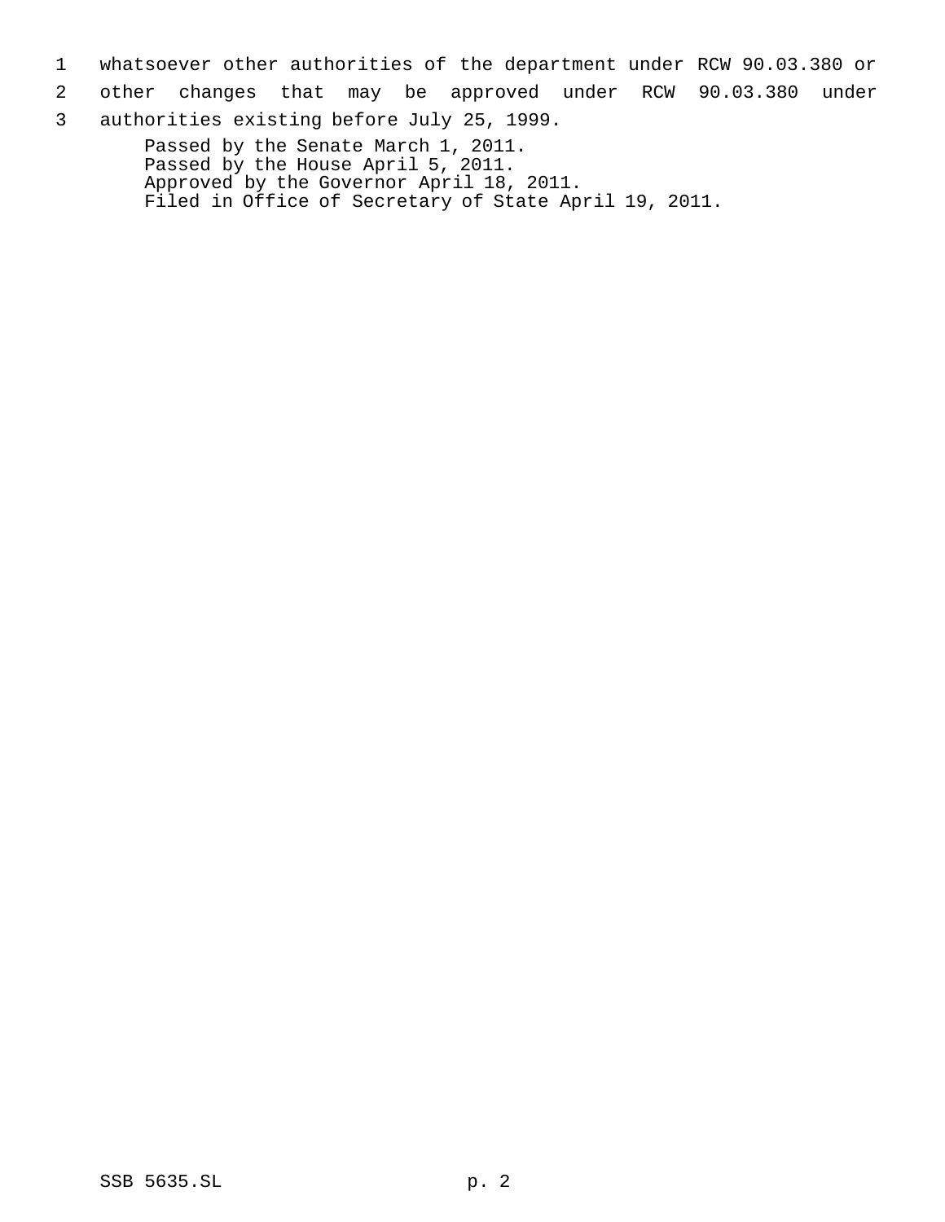whatsoever other authorities of the department under RCW 90.03.380 or other changes that may be approved under RCW 90.03.380 under authorities existing before July 25, 1999.

Passed by the Senate March 1, 2011.
Passed by the House April 5, 2011.
Approved by the Governor April 18, 2011.
Filed in Office of Secretary of State April 19, 2011.